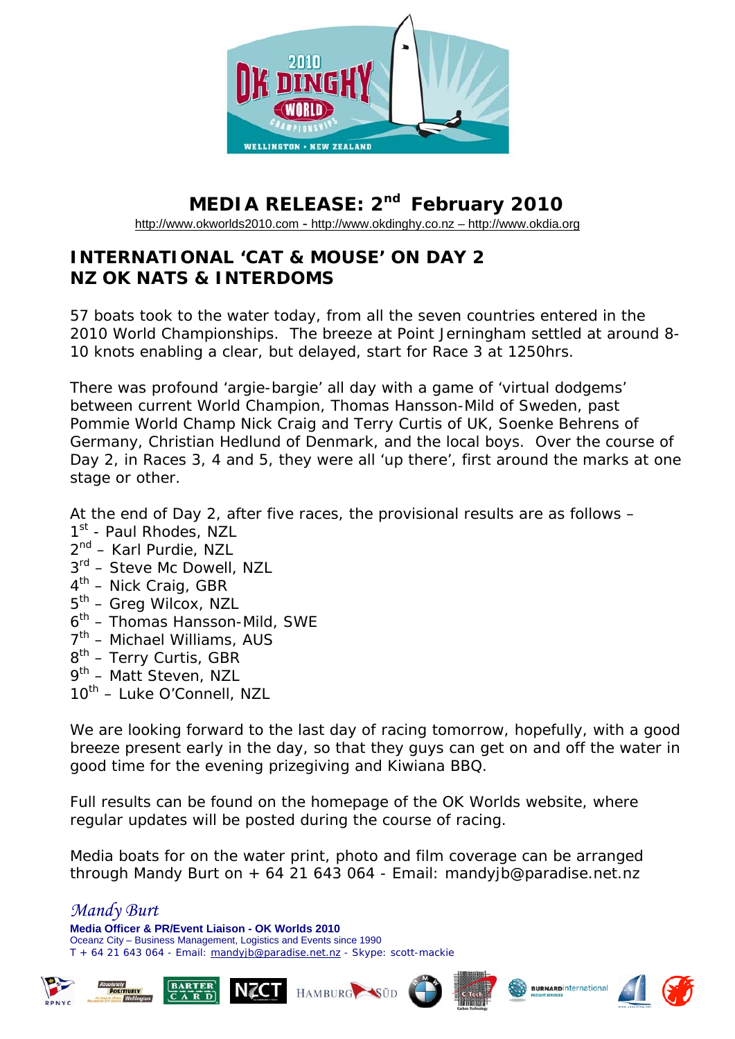# MEDIA RELEASE: 2nd February 2010

http://www.okworlds2010.com - http://www.okdinghy.co.nz – http://www.okdia.org

## INTERNATIONAL 'CAT & MOUSE' ON DAY 2
## NZ OK NATS & INTERDOMS

57 boats took to the water today, from all the seven countries entered in the 2010 World Championships. The breeze at Point Jerningham settled at around 8-10 knots enabling a clear, but delayed, start for Race 3 at 1250hrs.

There was profound 'argie-bargie' all day with a game of 'virtual dodgems' between current World Champion, Thomas Hansson-Mild of Sweden, past Pommie World Champ Nick Craig and Terry Curtis of UK, Soenke Behrens of Germany, Christian Hedlund of Denmark, and the local boys. Over the course of Day 2, in Races 3, 4 and 5, they were all 'up there', first around the marks at one stage or other.

At the end of Day 2, after five races, the provisional results are as follows –

1st - Paul Rhodes, NZL
2nd – Karl Purdie, NZL
3rd – Steve Mc Dowell, NZL
4th – Nick Craig, GBR
5th – Greg Wilcox, NZL
6th – Thomas Hansson-Mild, SWE
7th – Michael Williams, AUS
8th – Terry Curtis, GBR
9th – Matt Steven, NZL
10th – Luke O'Connell, NZL

We are looking forward to the last day of racing tomorrow, hopefully, with a good breeze present early in the day, so that they guys can get on and off the water in good time for the evening prizegiving and Kiwiana BBQ.

Full results can be found on the homepage of the OK Worlds website, where regular updates will be posted during the course of racing.

Media boats for on the water print, photo and film coverage can be arranged through Mandy Burt on + 64 21 643 064 - Email: mandyjb@paradise.net.nz

*Mandy Burt*

**Media Officer & PR/Event Liaison - OK Worlds 2010**
Oceanz City – Business Management, Logistics and Events since 1990
T + 64 21 643 064 - Email: mandyjb@paradise.net.nz - Skype: scott-mackie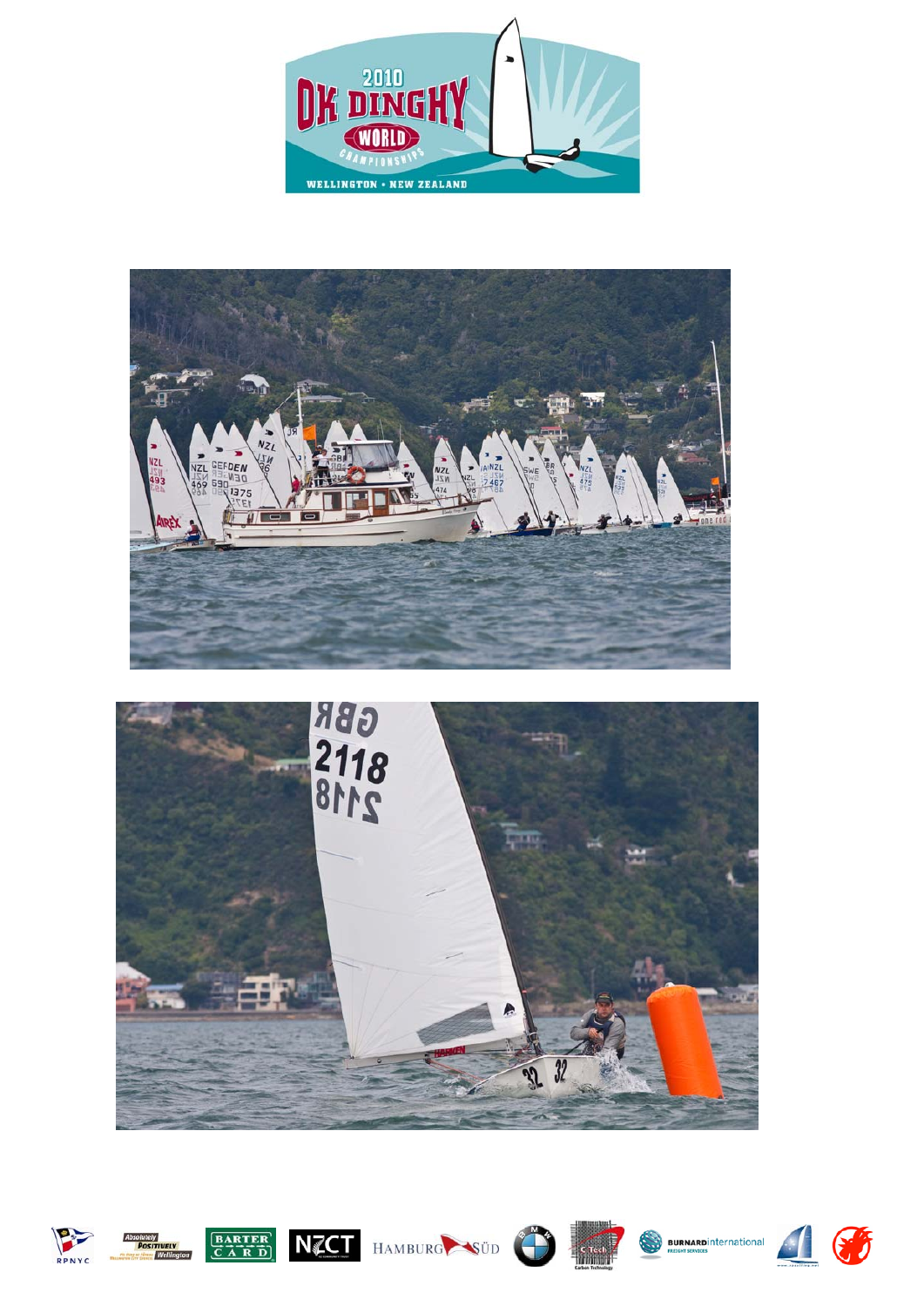# 2010 DK DINGHY WORLD CHAMPIONSHIPS

WELLINGTON • NEW ZEALAND